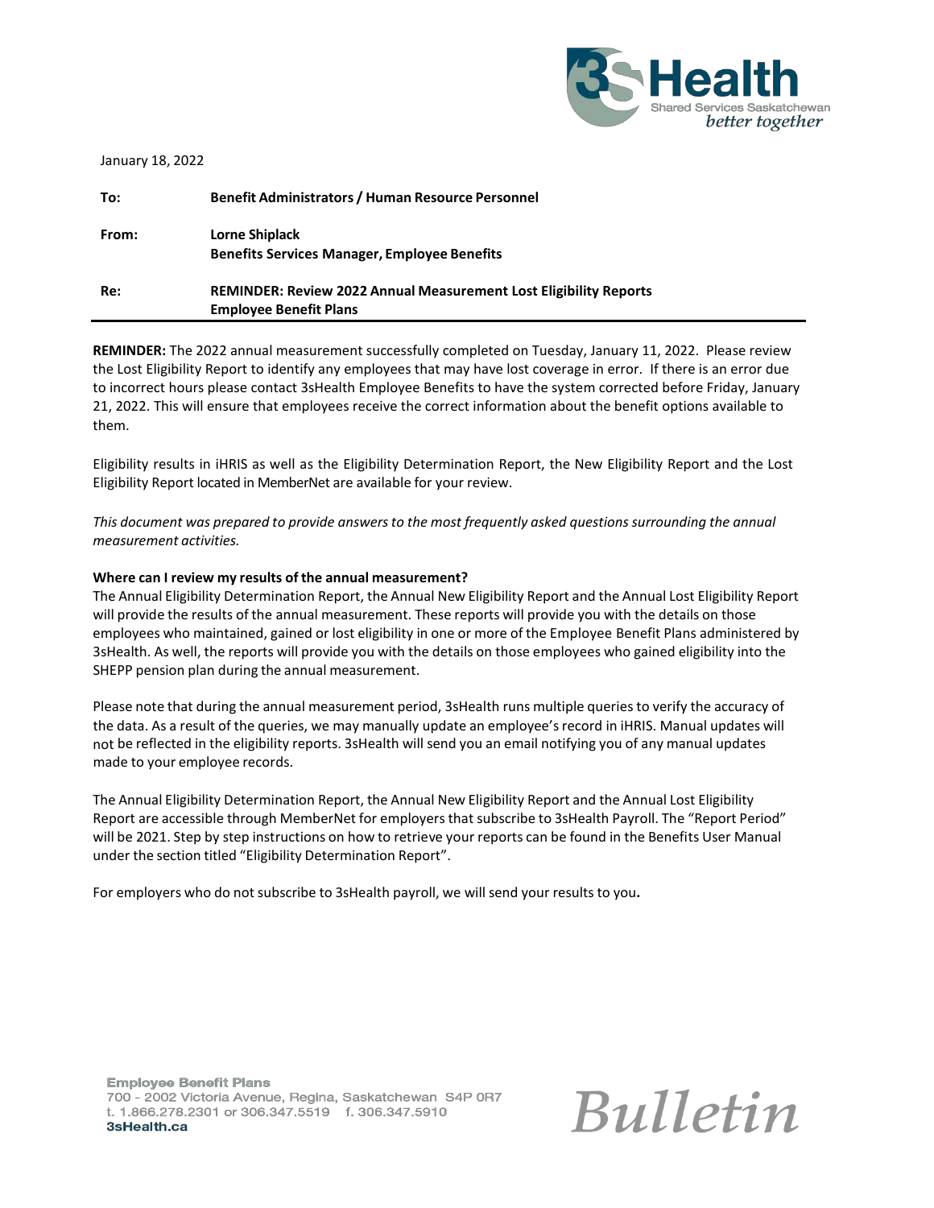January 18, 2022

| | |
|---|---|
| **To:** | **Benefit Administrators / Human Resource Personnel** |
| **From:** | **Lorne Shiplack**<br>**Benefits Services Manager, Employee Benefits** |
| **Re:** | **REMINDER: Review 2022 Annual Measurement Lost Eligibility Reports**<br>**Employee Benefit Plans** |

**REMINDER:** The 2022 annual measurement successfully completed on Tuesday, January 11, 2022. Please review the Lost Eligibility Report to identify any employees that may have lost coverage in error. If there is an error due to incorrect hours please contact 3sHealth Employee Benefits to have the system corrected before Friday, January 21, 2022. This will ensure that employees receive the correct information about the benefit options available to them.

Eligibility results in iHRIS as well as the Eligibility Determination Report, the New Eligibility Report and the Lost Eligibility Report located in MemberNet are available for your review.

*This document was prepared to provide answers to the most frequently asked questions surrounding the annual measurement activities.*

**Where can I review my results of the annual measurement?**

The Annual Eligibility Determination Report, the Annual New Eligibility Report and the Annual Lost Eligibility Report will provide the results of the annual measurement. These reports will provide you with the details on those employees who maintained, gained or lost eligibility in one or more of the Employee Benefit Plans administered by 3sHealth. As well, the reports will provide you with the details on those employees who gained eligibility into the SHEPP pension plan during the annual measurement.

Please note that during the annual measurement period, 3sHealth runs multiple queries to verify the accuracy of the data. As a result of the queries, we may manually update an employee's record in iHRIS. Manual updates will not be reflected in the eligibility reports. 3sHealth will send you an email notifying you of any manual updates made to your employee records.

The Annual Eligibility Determination Report, the Annual New Eligibility Report and the Annual Lost Eligibility Report are accessible through MemberNet for employers that subscribe to 3sHealth Payroll. The "Report Period" will be 2021. Step by step instructions on how to retrieve your reports can be found in the Benefits User Manual under the section titled "Eligibility Determination Report".

For employers who do not subscribe to 3sHealth payroll, we will send your results to you.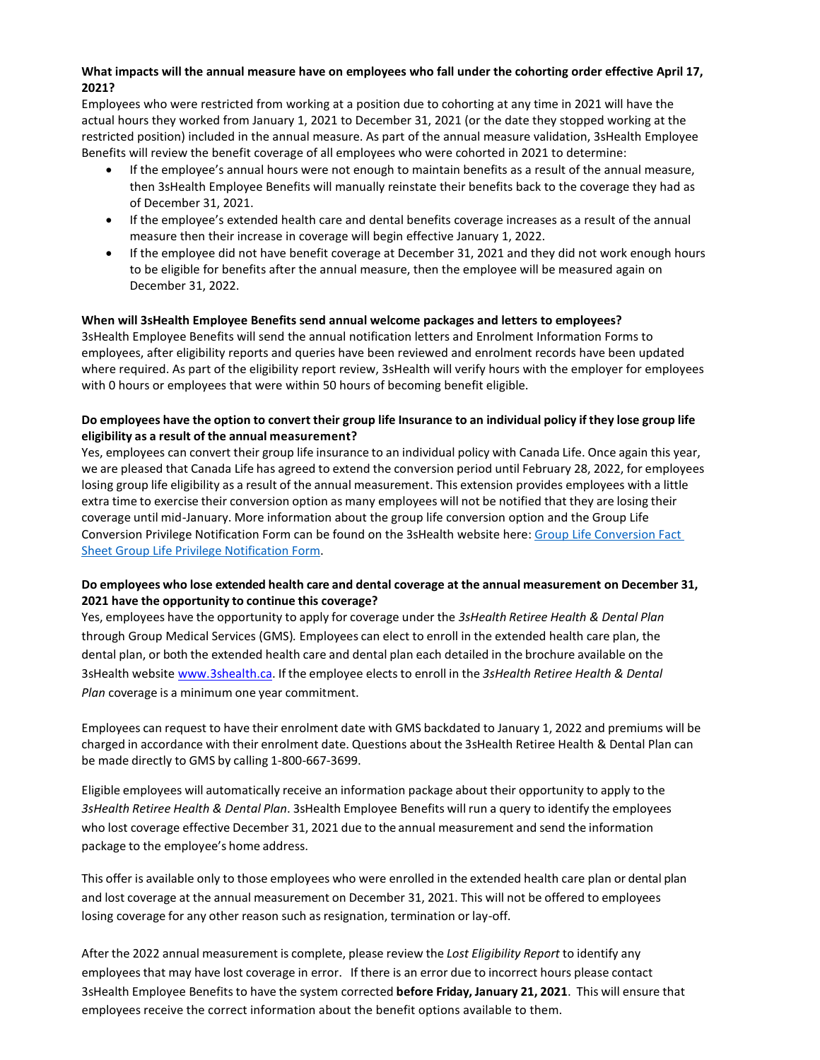**What impacts will the annual measure have on employees who fall under the cohorting order effective April 17, 2021?**

Employees who were restricted from working at a position due to cohorting at any time in 2021 will have the actual hours they worked from January 1, 2021 to December 31, 2021 (or the date they stopped working at the restricted position) included in the annual measure. As part of the annual measure validation, 3sHealth Employee Benefits will review the benefit coverage of all employees who were cohorted in 2021 to determine:

- If the employee's annual hours were not enough to maintain benefits as a result of the annual measure, then 3sHealth Employee Benefits will manually reinstate their benefits back to the coverage they had as of December 31, 2021.
- If the employee's extended health care and dental benefits coverage increases as a result of the annual measure then their increase in coverage will begin effective January 1, 2022.
- If the employee did not have benefit coverage at December 31, 2021 and they did not work enough hours to be eligible for benefits after the annual measure, then the employee will be measured again on December 31, 2022.

**When will 3sHealth Employee Benefits send annual welcome packages and letters to employees?**

3sHealth Employee Benefits will send the annual notification letters and Enrolment Information Forms to employees, after eligibility reports and queries have been reviewed and enrolment records have been updated where required. As part of the eligibility report review, 3sHealth will verify hours with the employer for employees with 0 hours or employees that were within 50 hours of becoming benefit eligible.

**Do employees have the option to convert their group life Insurance to an individual policy if they lose group life eligibility as a result of the annual measurement?**

Yes, employees can convert their group life insurance to an individual policy with Canada Life. Once again this year, we are pleased that Canada Life has agreed to extend the conversion period until February 28, 2022, for employees losing group life eligibility as a result of the annual measurement. This extension provides employees with a little extra time to exercise their conversion option as many employees will not be notified that they are losing their coverage until mid-January. More information about the group life conversion option and the Group Life Conversion Privilege Notification Form can be found on the 3sHealth website here: [Group Life Conversion Fact Sheet Group Life Privilege Notification Form](#).

**Do employees who lose extended health care and dental coverage at the annual measurement on December 31, 2021 have the opportunity to continue this coverage?**

Yes, employees have the opportunity to apply for coverage under the *3sHealth Retiree Health & Dental Plan* through Group Medical Services (GMS). Employees can elect to enroll in the extended health care plan, the dental plan, or both the extended health care and dental plan each detailed in the brochure available on the 3sHealth website [www.3shealth.ca](www.3shealth.ca). If the employee elects to enroll in the *3sHealth Retiree Health & Dental Plan* coverage is a minimum one year commitment.

Employees can request to have their enrolment date with GMS backdated to January 1, 2022 and premiums will be charged in accordance with their enrolment date. Questions about the 3sHealth Retiree Health & Dental Plan can be made directly to GMS by calling 1-800-667-3699.

Eligible employees will automatically receive an information package about their opportunity to apply to the *3sHealth Retiree Health & Dental Plan*. 3sHealth Employee Benefits will run a query to identify the employees who lost coverage effective December 31, 2021 due to the annual measurement and send the information package to the employee's home address.

This offer is available only to those employees who were enrolled in the extended health care plan or dental plan and lost coverage at the annual measurement on December 31, 2021. This will not be offered to employees losing coverage for any other reason such as resignation, termination or lay-off.

After the 2022 annual measurement is complete, please review the *Lost Eligibility Report* to identify any employees that may have lost coverage in error. If there is an error due to incorrect hours please contact 3sHealth Employee Benefits to have the system corrected **before Friday, January 21, 2021**. This will ensure that employees receive the correct information about the benefit options available to them.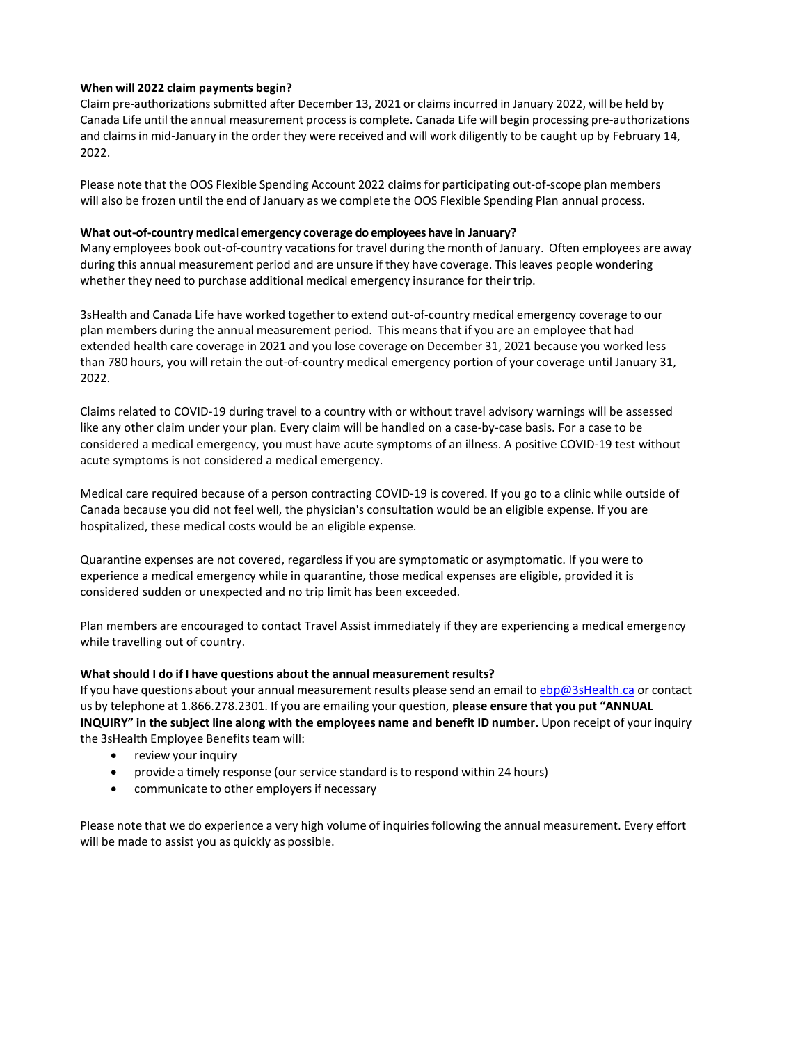**When will 2022 claim payments begin?**

Claim pre-authorizations submitted after December 13, 2021 or claims incurred in January 2022, will be held by Canada Life until the annual measurement process is complete. Canada Life will begin processing pre-authorizations and claims in mid-January in the order they were received and will work diligently to be caught up by February 14, 2022.

Please note that the OOS Flexible Spending Account 2022 claims for participating out-of-scope plan members will also be frozen until the end of January as we complete the OOS Flexible Spending Plan annual process.

**What out-of-country medical emergency coverage do employees have in January?**

Many employees book out-of-country vacations for travel during the month of January. Often employees are away during this annual measurement period and are unsure if they have coverage. This leaves people wondering whether they need to purchase additional medical emergency insurance for their trip.

3sHealth and Canada Life have worked together to extend out-of-country medical emergency coverage to our plan members during the annual measurement period. This means that if you are an employee that had extended health care coverage in 2021 and you lose coverage on December 31, 2021 because you worked less than 780 hours, you will retain the out-of-country medical emergency portion of your coverage until January 31, 2022.

Claims related to COVID-19 during travel to a country with or without travel advisory warnings will be assessed like any other claim under your plan. Every claim will be handled on a case-by-case basis. For a case to be considered a medical emergency, you must have acute symptoms of an illness. A positive COVID-19 test without acute symptoms is not considered a medical emergency.

Medical care required because of a person contracting COVID-19 is covered. If you go to a clinic while outside of Canada because you did not feel well, the physician's consultation would be an eligible expense. If you are hospitalized, these medical costs would be an eligible expense.

Quarantine expenses are not covered, regardless if you are symptomatic or asymptomatic. If you were to experience a medical emergency while in quarantine, those medical expenses are eligible, provided it is considered sudden or unexpected and no trip limit has been exceeded.

Plan members are encouraged to contact Travel Assist immediately if they are experiencing a medical emergency while travelling out of country.

**What should I do if I have questions about the annual measurement results?**

If you have questions about your annual measurement results please send an email to ebp@3sHealth.ca or contact us by telephone at 1.866.278.2301. If you are emailing your question, **please ensure that you put "ANNUAL INQUIRY" in the subject line along with the employees name and benefit ID number.** Upon receipt of your inquiry the 3sHealth Employee Benefits team will:

- review your inquiry
- provide a timely response (our service standard is to respond within 24 hours)
- communicate to other employers if necessary

Please note that we do experience a very high volume of inquiries following the annual measurement. Every effort will be made to assist you as quickly as possible.